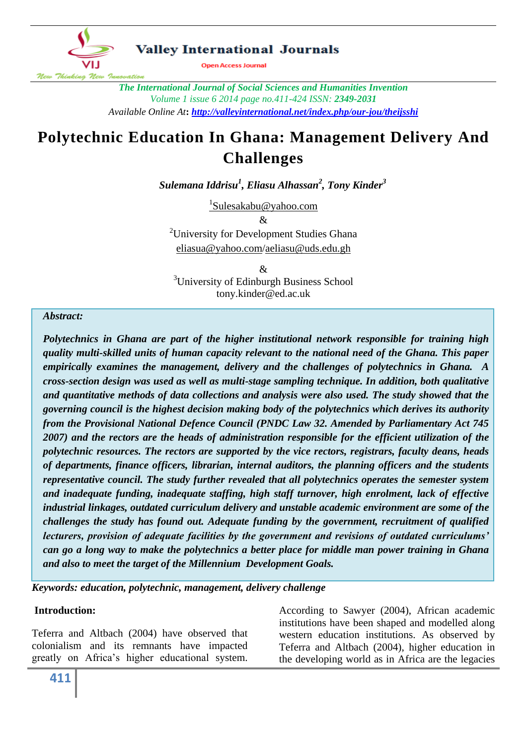# Polytechnic Education In Ghana: Management Delivery And Challenges

***Sulemana Iddrisu*[1], *Eliasu Alhassan*[2], *Tony Kinder*[3]**

[1]Sulesakabu@yahoo.com

&

[2]University for Development Studies Ghana

eliasua@yahoo.com/aeliasu@uds.edu.gh

&

[3]University of Edinburgh Business School

tony.kinder@ed.ac.uk

***Abstract:***

***Polytechnics in Ghana are part of the higher institutional network responsible for training high quality multi-skilled units of human capacity relevant to the national need of the Ghana. This paper empirically examines the management, delivery and the challenges of polytechnics in Ghana. A cross-section design was used as well as multi-stage sampling technique. In addition, both qualitative and quantitative methods of data collections and analysis were also used. The study showed that the governing council is the highest decision making body of the polytechnics which derives its authority from the Provisional National Defence Council (PNDC Law 32. Amended by Parliamentary Act 745 2007) and the rectors are the heads of administration responsible for the efficient utilization of the polytechnic resources. The rectors are supported by the vice rectors, registrars, faculty deans, heads of departments, finance officers, librarian, internal auditors, the planning officers and the students representative council. The study further revealed that all polytechnics operates the semester system and inadequate funding, inadequate staffing, high staff turnover, high enrolment, lack of effective industrial linkages, outdated curriculum delivery and unstable academic environment are some of the challenges the study has found out. Adequate funding by the government, recruitment of qualified lecturers, provision of adequate facilities by the government and revisions of outdated curriculums' can go a long way to make the polytechnics a better place for middle man power training in Ghana and also to meet the target of the Millennium Development Goals.***

***Keywords: education, polytechnic, management, delivery challenge***

## Introduction:

Teferra and Altbach (2004) have observed that colonialism and its remnants have impacted greatly on Africa's higher educational system. According to Sawyer (2004), African academic institutions have been shaped and modelled along western education institutions. As observed by Teferra and Altbach (2004), higher education in the developing world as in Africa are the legacies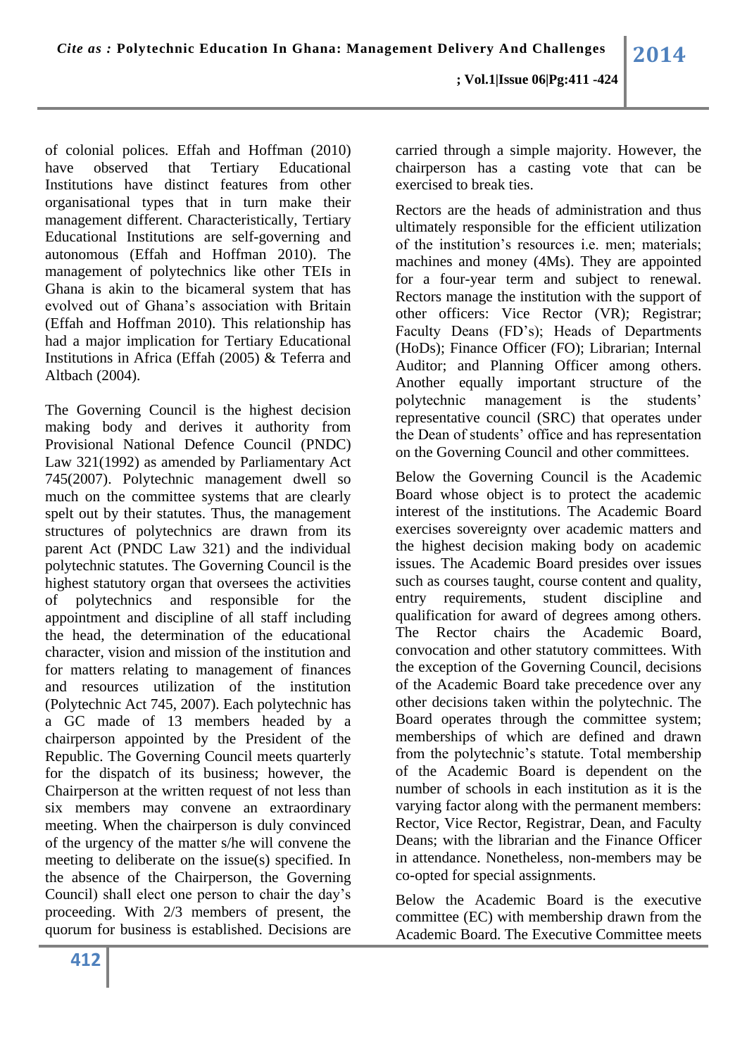of colonial polices. Effah and Hoffman (2010) have observed that Tertiary Educational Institutions have distinct features from other organisational types that in turn make their management different. Characteristically, Tertiary Educational Institutions are self-governing and autonomous (Effah and Hoffman 2010). The management of polytechnics like other TEIs in Ghana is akin to the bicameral system that has evolved out of Ghana's association with Britain (Effah and Hoffman 2010). This relationship has had a major implication for Tertiary Educational Institutions in Africa (Effah (2005) & Teferra and Altbach (2004).

The Governing Council is the highest decision making body and derives it authority from Provisional National Defence Council (PNDC) Law 321(1992) as amended by Parliamentary Act 745(2007). Polytechnic management dwell so much on the committee systems that are clearly spelt out by their statutes. Thus, the management structures of polytechnics are drawn from its parent Act (PNDC Law 321) and the individual polytechnic statutes. The Governing Council is the highest statutory organ that oversees the activities of polytechnics and responsible for the appointment and discipline of all staff including the head, the determination of the educational character, vision and mission of the institution and for matters relating to management of finances and resources utilization of the institution (Polytechnic Act 745, 2007). Each polytechnic has a GC made of 13 members headed by a chairperson appointed by the President of the Republic. The Governing Council meets quarterly for the dispatch of its business; however, the Chairperson at the written request of not less than six members may convene an extraordinary meeting. When the chairperson is duly convinced of the urgency of the matter s/he will convene the meeting to deliberate on the issue(s) specified. In the absence of the Chairperson, the Governing Council) shall elect one person to chair the day's proceeding. With 2/3 members of present, the quorum for business is established. Decisions are carried through a simple majority. However, the chairperson has a casting vote that can be exercised to break ties.

Rectors are the heads of administration and thus ultimately responsible for the efficient utilization of the institution's resources i.e. men; materials; machines and money (4Ms). They are appointed for a four-year term and subject to renewal. Rectors manage the institution with the support of other officers: Vice Rector (VR); Registrar; Faculty Deans (FD's); Heads of Departments (HoDs); Finance Officer (FO); Librarian; Internal Auditor; and Planning Officer among others. Another equally important structure of the polytechnic management is the students' representative council (SRC) that operates under the Dean of students' office and has representation on the Governing Council and other committees.

Below the Governing Council is the Academic Board whose object is to protect the academic interest of the institutions. The Academic Board exercises sovereignty over academic matters and the highest decision making body on academic issues. The Academic Board presides over issues such as courses taught, course content and quality, entry requirements, student discipline and qualification for award of degrees among others. The Rector chairs the Academic Board, convocation and other statutory committees. With the exception of the Governing Council, decisions of the Academic Board take precedence over any other decisions taken within the polytechnic. The Board operates through the committee system; memberships of which are defined and drawn from the polytechnic's statute. Total membership of the Academic Board is dependent on the number of schools in each institution as it is the varying factor along with the permanent members: Rector, Vice Rector, Registrar, Dean, and Faculty Deans; with the librarian and the Finance Officer in attendance. Nonetheless, non-members may be co-opted for special assignments.

Below the Academic Board is the executive committee (EC) with membership drawn from the Academic Board. The Executive Committee meets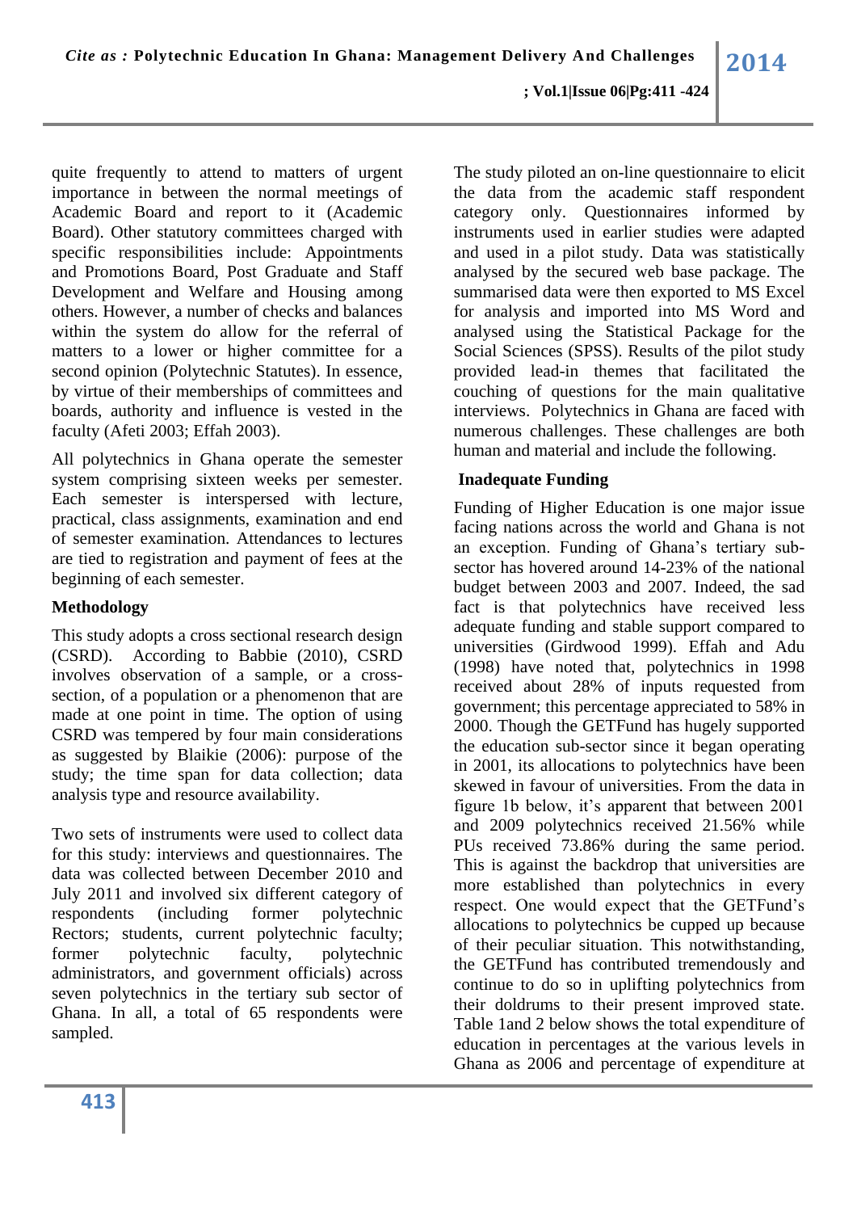quite frequently to attend to matters of urgent importance in between the normal meetings of Academic Board and report to it (Academic Board). Other statutory committees charged with specific responsibilities include: Appointments and Promotions Board, Post Graduate and Staff Development and Welfare and Housing among others. However, a number of checks and balances within the system do allow for the referral of matters to a lower or higher committee for a second opinion (Polytechnic Statutes). In essence, by virtue of their memberships of committees and boards, authority and influence is vested in the faculty (Afeti 2003; Effah 2003).

All polytechnics in Ghana operate the semester system comprising sixteen weeks per semester. Each semester is interspersed with lecture, practical, class assignments, examination and end of semester examination. Attendances to lectures are tied to registration and payment of fees at the beginning of each semester.

## Methodology

This study adopts a cross sectional research design (CSRD). According to Babbie (2010), CSRD involves observation of a sample, or a cross-section, of a population or a phenomenon that are made at one point in time. The option of using CSRD was tempered by four main considerations as suggested by Blaikie (2006): purpose of the study; the time span for data collection; data analysis type and resource availability.

Two sets of instruments were used to collect data for this study: interviews and questionnaires. The data was collected between December 2010 and July 2011 and involved six different category of respondents (including former polytechnic Rectors; students, current polytechnic faculty; former polytechnic faculty, polytechnic administrators, and government officials) across seven polytechnics in the tertiary sub sector of Ghana. In all, a total of 65 respondents were sampled.

The study piloted an on-line questionnaire to elicit the data from the academic staff respondent category only. Questionnaires informed by instruments used in earlier studies were adapted and used in a pilot study. Data was statistically analysed by the secured web base package. The summarised data were then exported to MS Excel for analysis and imported into MS Word and analysed using the Statistical Package for the Social Sciences (SPSS). Results of the pilot study provided lead-in themes that facilitated the couching of questions for the main qualitative interviews. Polytechnics in Ghana are faced with numerous challenges. These challenges are both human and material and include the following.

## Inadequate Funding

Funding of Higher Education is one major issue facing nations across the world and Ghana is not an exception. Funding of Ghana's tertiary sub-sector has hovered around 14-23% of the national budget between 2003 and 2007. Indeed, the sad fact is that polytechnics have received less adequate funding and stable support compared to universities (Girdwood 1999). Effah and Adu (1998) have noted that, polytechnics in 1998 received about 28% of inputs requested from government; this percentage appreciated to 58% in 2000. Though the GETFund has hugely supported the education sub-sector since it began operating in 2001, its allocations to polytechnics have been skewed in favour of universities. From the data in figure 1b below, it's apparent that between 2001 and 2009 polytechnics received 21.56% while PUs received 73.86% during the same period. This is against the backdrop that universities are more established than polytechnics in every respect. One would expect that the GETFund's allocations to polytechnics be cupped up because of their peculiar situation. This notwithstanding, the GETFund has contributed tremendously and continue to do so in uplifting polytechnics from their doldrums to their present improved state. Table 1and 2 below shows the total expenditure of education in percentages at the various levels in Ghana as 2006 and percentage of expenditure at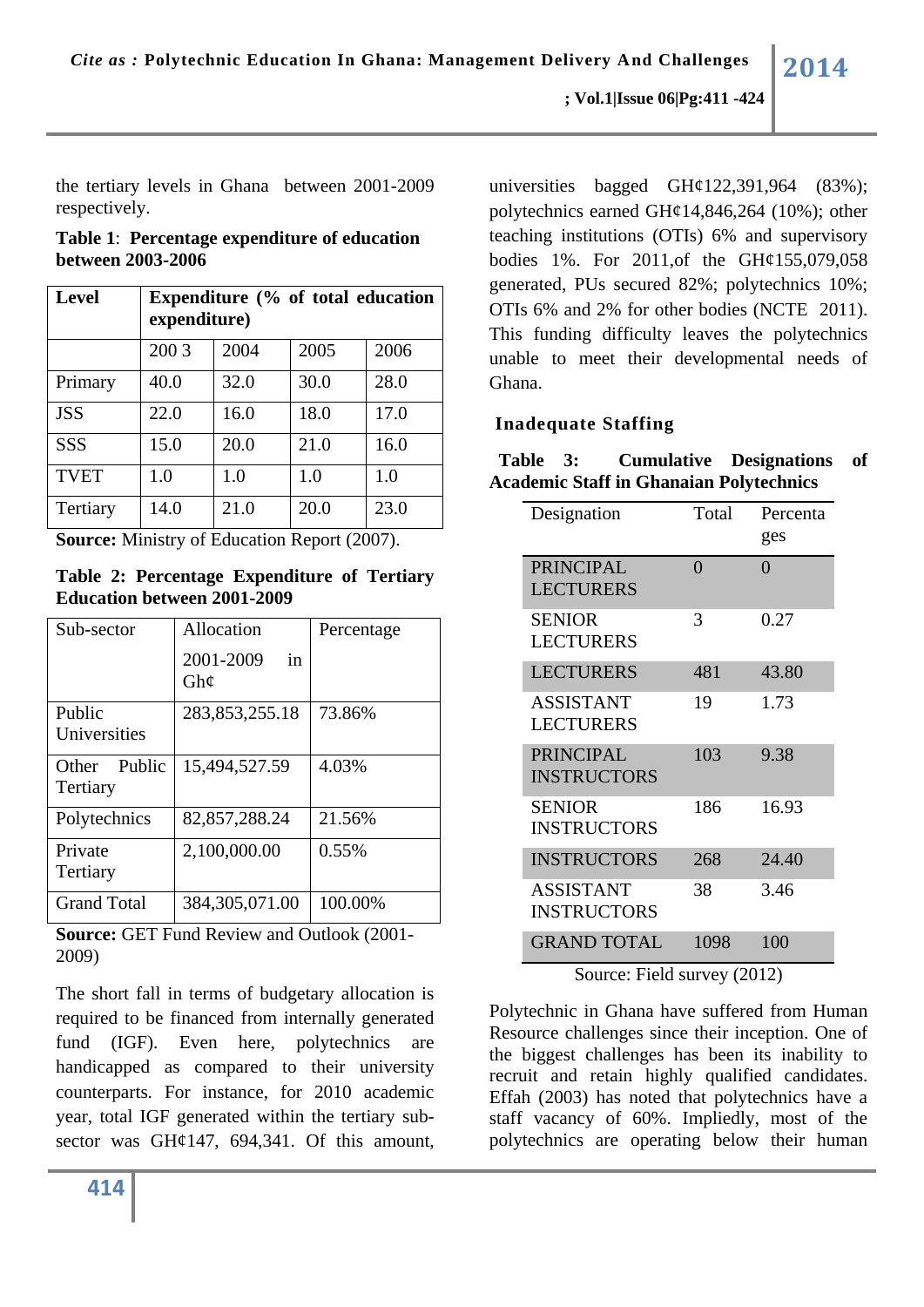the tertiary levels in Ghana between 2001-2009 respectively.

**Table 1**: **Percentage expenditure of education between 2003-2006**

| Level | Expenditure (% of total education expenditure) | | | |
|---|---|---|---|---|
| | 200 3 | 2004 | 2005 | 2006 |
| Primary | 40.0 | 32.0 | 30.0 | 28.0 |
| JSS | 22.0 | 16.0 | 18.0 | 17.0 |
| SSS | 15.0 | 20.0 | 21.0 | 16.0 |
| TVET | 1.0 | 1.0 | 1.0 | 1.0 |
| Tertiary | 14.0 | 21.0 | 20.0 | 23.0 |

**Source:** Ministry of Education Report (2007).

**Table 2: Percentage Expenditure of Tertiary Education between 2001-2009**

| Sub-sector | Allocation 2001-2009 in Gh¢ | Percentage |
|---|---|---|
| Public Universities | 283,853,255.18 | 73.86% |
| Other Public Tertiary | 15,494,527.59 | 4.03% |
| Polytechnics | 82,857,288.24 | 21.56% |
| Private Tertiary | 2,100,000.00 | 0.55% |
| Grand Total | 384,305,071.00 | 100.00% |

**Source:** GET Fund Review and Outlook (2001-2009)

The short fall in terms of budgetary allocation is required to be financed from internally generated fund (IGF). Even here, polytechnics are handicapped as compared to their university counterparts. For instance, for 2010 academic year, total IGF generated within the tertiary sub-sector was GH¢147, 694,341. Of this amount, universities bagged GH¢122,391,964 (83%); polytechnics earned GH¢14,846,264 (10%); other teaching institutions (OTIs) 6% and supervisory bodies 1%. For 2011,of the GH¢155,079,058 generated, PUs secured 82%; polytechnics 10%; OTIs 6% and 2% for other bodies (NCTE 2011). This funding difficulty leaves the polytechnics unable to meet their developmental needs of Ghana.

### Inadequate Staffing

**Table 3: Cumulative Designations of Academic Staff in Ghanaian Polytechnics**

| Designation | Total | Percentages |
|---|---|---|
| PRINCIPAL LECTURERS | 0 | 0 |
| SENIOR LECTURERS | 3 | 0.27 |
| LECTURERS | 481 | 43.80 |
| ASSISTANT LECTURERS | 19 | 1.73 |
| PRINCIPAL INSTRUCTORS | 103 | 9.38 |
| SENIOR INSTRUCTORS | 186 | 16.93 |
| INSTRUCTORS | 268 | 24.40 |
| ASSISTANT INSTRUCTORS | 38 | 3.46 |
| GRAND TOTAL | 1098 | 100 |

Source: Field survey (2012)

Polytechnic in Ghana have suffered from Human Resource challenges since their inception. One of the biggest challenges has been its inability to recruit and retain highly qualified candidates. Effah (2003) has noted that polytechnics have a staff vacancy of 60%. Impliedly, most of the polytechnics are operating below their human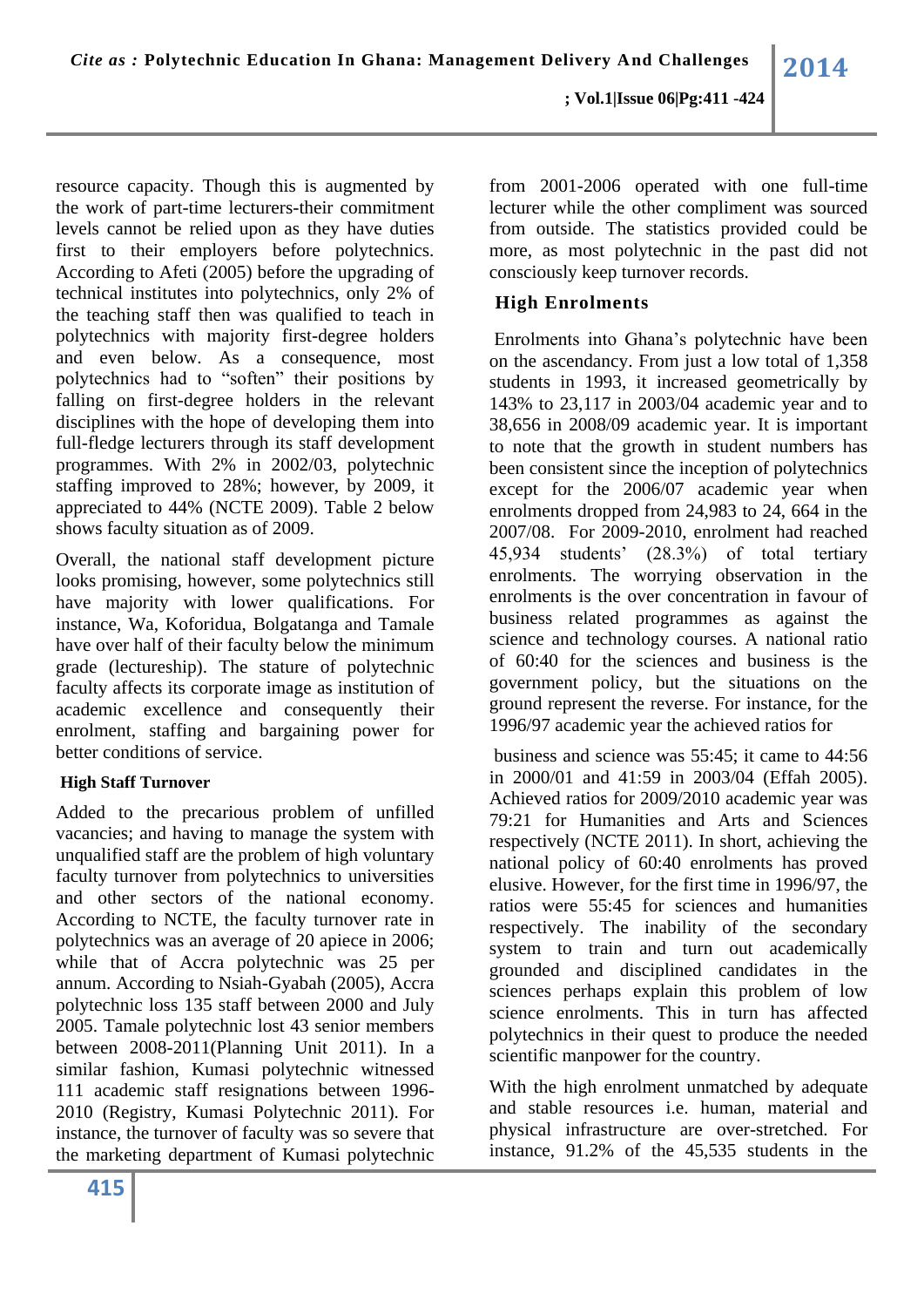resource capacity. Though this is augmented by the work of part-time lecturers-their commitment levels cannot be relied upon as they have duties first to their employers before polytechnics. According to Afeti (2005) before the upgrading of technical institutes into polytechnics, only 2% of the teaching staff then was qualified to teach in polytechnics with majority first-degree holders and even below. As a consequence, most polytechnics had to "soften" their positions by falling on first-degree holders in the relevant disciplines with the hope of developing them into full-fledge lecturers through its staff development programmes. With 2% in 2002/03, polytechnic staffing improved to 28%; however, by 2009, it appreciated to 44% (NCTE 2009). Table 2 below shows faculty situation as of 2009.

Overall, the national staff development picture looks promising, however, some polytechnics still have majority with lower qualifications. For instance, Wa, Koforidua, Bolgatanga and Tamale have over half of their faculty below the minimum grade (lectureship). The stature of polytechnic faculty affects its corporate image as institution of academic excellence and consequently their enrolment, staffing and bargaining power for better conditions of service.

### High Staff Turnover

Added to the precarious problem of unfilled vacancies; and having to manage the system with unqualified staff are the problem of high voluntary faculty turnover from polytechnics to universities and other sectors of the national economy. According to NCTE, the faculty turnover rate in polytechnics was an average of 20 apiece in 2006; while that of Accra polytechnic was 25 per annum. According to Nsiah-Gyabah (2005), Accra polytechnic loss 135 staff between 2000 and July 2005. Tamale polytechnic lost 43 senior members between 2008-2011(Planning Unit 2011). In a similar fashion, Kumasi polytechnic witnessed 111 academic staff resignations between 1996-2010 (Registry, Kumasi Polytechnic 2011). For instance, the turnover of faculty was so severe that the marketing department of Kumasi polytechnic from 2001-2006 operated with one full-time lecturer while the other compliment was sourced from outside. The statistics provided could be more, as most polytechnic in the past did not consciously keep turnover records.

### High Enrolments

Enrolments into Ghana's polytechnic have been on the ascendancy. From just a low total of 1,358 students in 1993, it increased geometrically by 143% to 23,117 in 2003/04 academic year and to 38,656 in 2008/09 academic year. It is important to note that the growth in student numbers has been consistent since the inception of polytechnics except for the 2006/07 academic year when enrolments dropped from 24,983 to 24, 664 in the 2007/08. For 2009-2010, enrolment had reached 45,934 students' (28.3%) of total tertiary enrolments. The worrying observation in the enrolments is the over concentration in favour of business related programmes as against the science and technology courses. A national ratio of 60:40 for the sciences and business is the government policy, but the situations on the ground represent the reverse. For instance, for the 1996/97 academic year the achieved ratios for business and science was 55:45; it came to 44:56 in 2000/01 and 41:59 in 2003/04 (Effah 2005). Achieved ratios for 2009/2010 academic year was 79:21 for Humanities and Arts and Sciences respectively (NCTE 2011). In short, achieving the national policy of 60:40 enrolments has proved elusive. However, for the first time in 1996/97, the ratios were 55:45 for sciences and humanities respectively. The inability of the secondary system to train and turn out academically grounded and disciplined candidates in the sciences perhaps explain this problem of low science enrolments. This in turn has affected polytechnics in their quest to produce the needed scientific manpower for the country.

With the high enrolment unmatched by adequate and stable resources i.e. human, material and physical infrastructure are over-stretched. For instance, 91.2% of the 45,535 students in the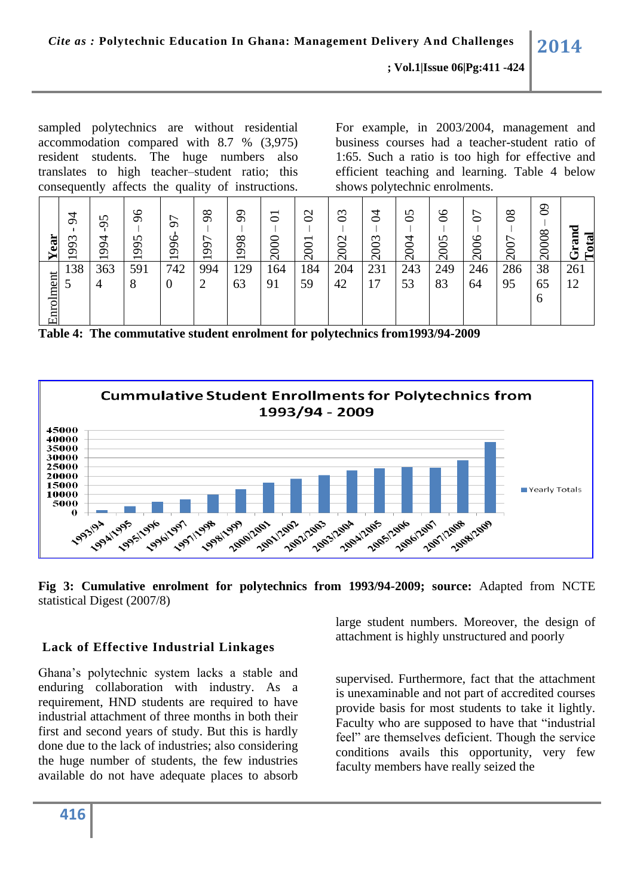sampled polytechnics are without residential accommodation compared with 8.7 % (3,975) resident students. The huge numbers also translates to high teacher–student ratio; this consequently affects the quality of instructions. For example, in 2003/2004, management and business courses had a teacher-student ratio of 1:65. Such a ratio is too high for effective and efficient teaching and learning. Table 4 below shows polytechnic enrolments.

| Year | 1993 - 94 | 1994 -95 | 1995 – 96 | 1996- 97 | 1997 – 98 | 1998 – 99 | 2000 – 01 | 2001 – 02 | 2002 – 03 | 2003 – 04 | 2004 – 05 | 2005 – 06 | 2006 – 07 | 2007 – 08 | 20008 – 09 | Grand Total |
|---|---|---|---|---|---|---|---|---|---|---|---|---|---|---|---|---|
| Enrolment | 1385 | 3634 | 5918 | 7420 | 9942 | 12963 | 16491 | 18459 | 20442 | 23117 | 24353 | 24983 | 24664 | 28695 | 38656 | 26112 |

**Table 4: The commutative student enrolment for polytechnics from1993/94-2009**

**Fig 3: Cumulative enrolment for polytechnics from 1993/94-2009; source:** Adapted from NCTE statistical Digest (2007/8)

## Lack of Effective Industrial Linkages

Ghana's polytechnic system lacks a stable and enduring collaboration with industry. As a requirement, HND students are required to have industrial attachment of three months in both their first and second years of study. But this is hardly done due to the lack of industries; also considering the huge number of students, the few industries available do not have adequate places to absorb large student numbers. Moreover, the design of attachment is highly unstructured and poorly supervised. Furthermore, fact that the attachment is unexaminable and not part of accredited courses provide basis for most students to take it lightly. Faculty who are supposed to have that "industrial feel" are themselves deficient. Though the service conditions avails this opportunity, very few faculty members have really seized the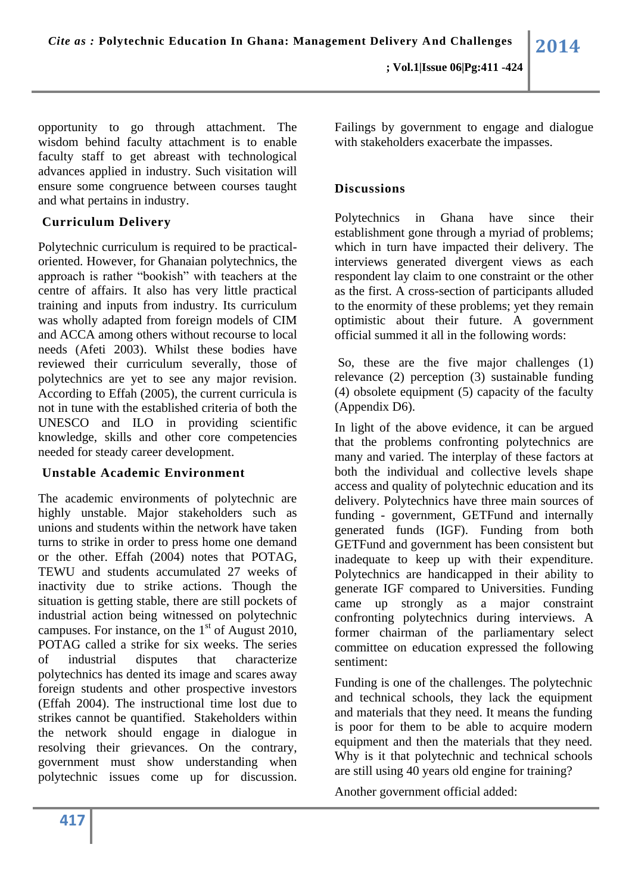opportunity to go through attachment. The wisdom behind faculty attachment is to enable faculty staff to get abreast with technological advances applied in industry. Such visitation will ensure some congruence between courses taught and what pertains in industry.

### Curriculum Delivery

Polytechnic curriculum is required to be practical-oriented. However, for Ghanaian polytechnics, the approach is rather "bookish" with teachers at the centre of affairs. It also has very little practical training and inputs from industry. Its curriculum was wholly adapted from foreign models of CIM and ACCA among others without recourse to local needs (Afeti 2003). Whilst these bodies have reviewed their curriculum severally, those of polytechnics are yet to see any major revision. According to Effah (2005), the current curricula is not in tune with the established criteria of both the UNESCO and ILO in providing scientific knowledge, skills and other core competencies needed for steady career development.

### Unstable Academic Environment

The academic environments of polytechnic are highly unstable. Major stakeholders such as unions and students within the network have taken turns to strike in order to press home one demand or the other. Effah (2004) notes that POTAG, TEWU and students accumulated 27 weeks of inactivity due to strike actions. Though the situation is getting stable, there are still pockets of industrial action being witnessed on polytechnic campuses. For instance, on the 1st of August 2010, POTAG called a strike for six weeks. The series of industrial disputes that characterize polytechnics has dented its image and scares away foreign students and other prospective investors (Effah 2004). The instructional time lost due to strikes cannot be quantified. Stakeholders within the network should engage in dialogue in resolving their grievances. On the contrary, government must show understanding when polytechnic issues come up for discussion. Failings by government to engage and dialogue with stakeholders exacerbate the impasses.

## Discussions

Polytechnics in Ghana have since their establishment gone through a myriad of problems; which in turn have impacted their delivery. The interviews generated divergent views as each respondent lay claim to one constraint or the other as the first. A cross-section of participants alluded to the enormity of these problems; yet they remain optimistic about their future. A government official summed it all in the following words:

So, these are the five major challenges (1) relevance (2) perception (3) sustainable funding (4) obsolete equipment (5) capacity of the faculty (Appendix D6).

In light of the above evidence, it can be argued that the problems confronting polytechnics are many and varied. The interplay of these factors at both the individual and collective levels shape access and quality of polytechnic education and its delivery. Polytechnics have three main sources of funding - government, GETFund and internally generated funds (IGF). Funding from both GETFund and government has been consistent but inadequate to keep up with their expenditure. Polytechnics are handicapped in their ability to generate IGF compared to Universities. Funding came up strongly as a major constraint confronting polytechnics during interviews. A former chairman of the parliamentary select committee on education expressed the following sentiment:

Funding is one of the challenges. The polytechnic and technical schools, they lack the equipment and materials that they need. It means the funding is poor for them to be able to acquire modern equipment and then the materials that they need. Why is it that polytechnic and technical schools are still using 40 years old engine for training?

Another government official added: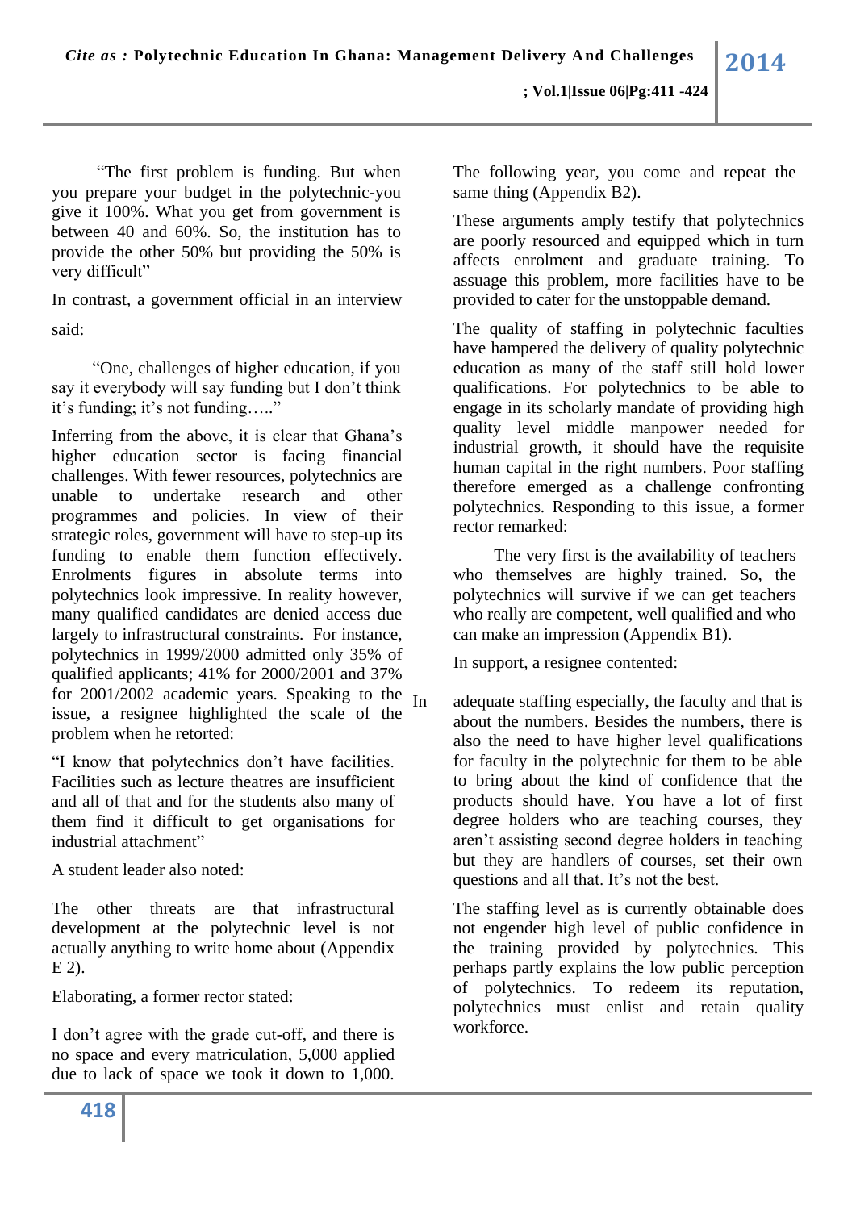"The first problem is funding. But when you prepare your budget in the polytechnic-you give it 100%. What you get from government is between 40 and 60%. So, the institution has to provide the other 50% but providing the 50% is very difficult"

In contrast, a government official in an interview said:

"One, challenges of higher education, if you say it everybody will say funding but I don't think it's funding; it's not funding….."

Inferring from the above, it is clear that Ghana's higher education sector is facing financial challenges. With fewer resources, polytechnics are unable to undertake research and other programmes and policies. In view of their strategic roles, government will have to step-up its funding to enable them function effectively. Enrolments figures in absolute terms into polytechnics look impressive. In reality however, many qualified candidates are denied access due largely to infrastructural constraints. For instance, polytechnics in 1999/2000 admitted only 35% of qualified applicants; 41% for 2000/2001 and 37% for 2001/2002 academic years. Speaking to the issue, a resignee highlighted the scale of the problem when he retorted:

"I know that polytechnics don't have facilities. Facilities such as lecture theatres are insufficient and all of that and for the students also many of them find it difficult to get organisations for industrial attachment"

A student leader also noted:

The other threats are that infrastructural development at the polytechnic level is not actually anything to write home about (Appendix E 2).

Elaborating, a former rector stated:

I don't agree with the grade cut-off, and there is no space and every matriculation, 5,000 applied due to lack of space we took it down to 1,000. The following year, you come and repeat the same thing (Appendix B2).

These arguments amply testify that polytechnics are poorly resourced and equipped which in turn affects enrolment and graduate training. To assuage this problem, more facilities have to be provided to cater for the unstoppable demand.

The quality of staffing in polytechnic faculties have hampered the delivery of quality polytechnic education as many of the staff still hold lower qualifications. For polytechnics to be able to engage in its scholarly mandate of providing high quality level middle manpower needed for industrial growth, it should have the requisite human capital in the right numbers. Poor staffing therefore emerged as a challenge confronting polytechnics. Responding to this issue, a former rector remarked:

The very first is the availability of teachers who themselves are highly trained. So, the polytechnics will survive if we can get teachers who really are competent, well qualified and who can make an impression (Appendix B1).

In support, a resignee contented:

In adequate staffing especially, the faculty and that is about the numbers. Besides the numbers, there is also the need to have higher level qualifications for faculty in the polytechnic for them to be able to bring about the kind of confidence that the products should have. You have a lot of first degree holders who are teaching courses, they aren't assisting second degree holders in teaching but they are handlers of courses, set their own questions and all that. It's not the best.

The staffing level as is currently obtainable does not engender high level of public confidence in the training provided by polytechnics. This perhaps partly explains the low public perception of polytechnics. To redeem its reputation, polytechnics must enlist and retain quality workforce.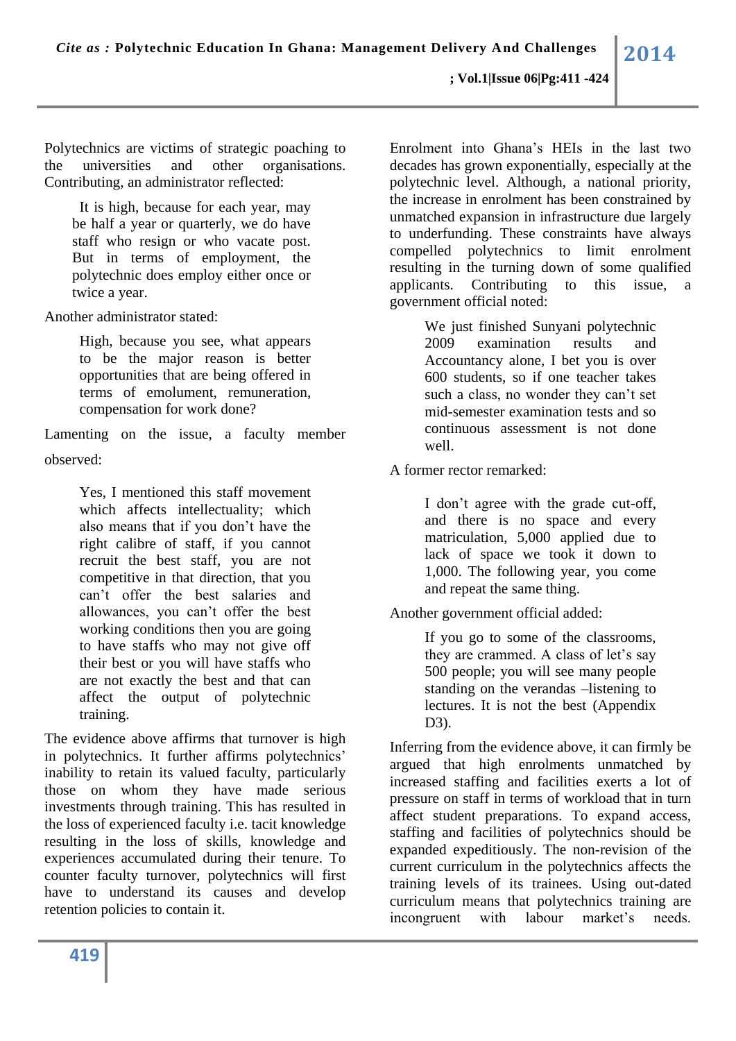Polytechnics are victims of strategic poaching to the universities and other organisations. Contributing, an administrator reflected:

> It is high, because for each year, may be half a year or quarterly, we do have staff who resign or who vacate post. But in terms of employment, the polytechnic does employ either once or twice a year.

Another administrator stated:

> High, because you see, what appears to be the major reason is better opportunities that are being offered in terms of emolument, remuneration, compensation for work done?

Lamenting on the issue, a faculty member observed:

> Yes, I mentioned this staff movement which affects intellectuality; which also means that if you don't have the right calibre of staff, if you cannot recruit the best staff, you are not competitive in that direction, that you can't offer the best salaries and allowances, you can't offer the best working conditions then you are going to have staffs who may not give off their best or you will have staffs who are not exactly the best and that can affect the output of polytechnic training.

The evidence above affirms that turnover is high in polytechnics. It further affirms polytechnics' inability to retain its valued faculty, particularly those on whom they have made serious investments through training. This has resulted in the loss of experienced faculty i.e. tacit knowledge resulting in the loss of skills, knowledge and experiences accumulated during their tenure. To counter faculty turnover, polytechnics will first have to understand its causes and develop retention policies to contain it.

Enrolment into Ghana's HEIs in the last two decades has grown exponentially, especially at the polytechnic level. Although, a national priority, the increase in enrolment has been constrained by unmatched expansion in infrastructure due largely to underfunding. These constraints have always compelled polytechnics to limit enrolment resulting in the turning down of some qualified applicants. Contributing to this issue, a government official noted:

> We just finished Sunyani polytechnic 2009 examination results and Accountancy alone, I bet you is over 600 students, so if one teacher takes such a class, no wonder they can't set mid-semester examination tests and so continuous assessment is not done well.

A former rector remarked:

> I don't agree with the grade cut-off, and there is no space and every matriculation, 5,000 applied due to lack of space we took it down to 1,000. The following year, you come and repeat the same thing.

Another government official added:

> If you go to some of the classrooms, they are crammed. A class of let's say 500 people; you will see many people standing on the verandas –listening to lectures. It is not the best (Appendix D3).

Inferring from the evidence above, it can firmly be argued that high enrolments unmatched by increased staffing and facilities exerts a lot of pressure on staff in terms of workload that in turn affect student preparations. To expand access, staffing and facilities of polytechnics should be expanded expeditiously. The non-revision of the current curriculum in the polytechnics affects the training levels of its trainees. Using out-dated curriculum means that polytechnics training are incongruent with labour market's needs.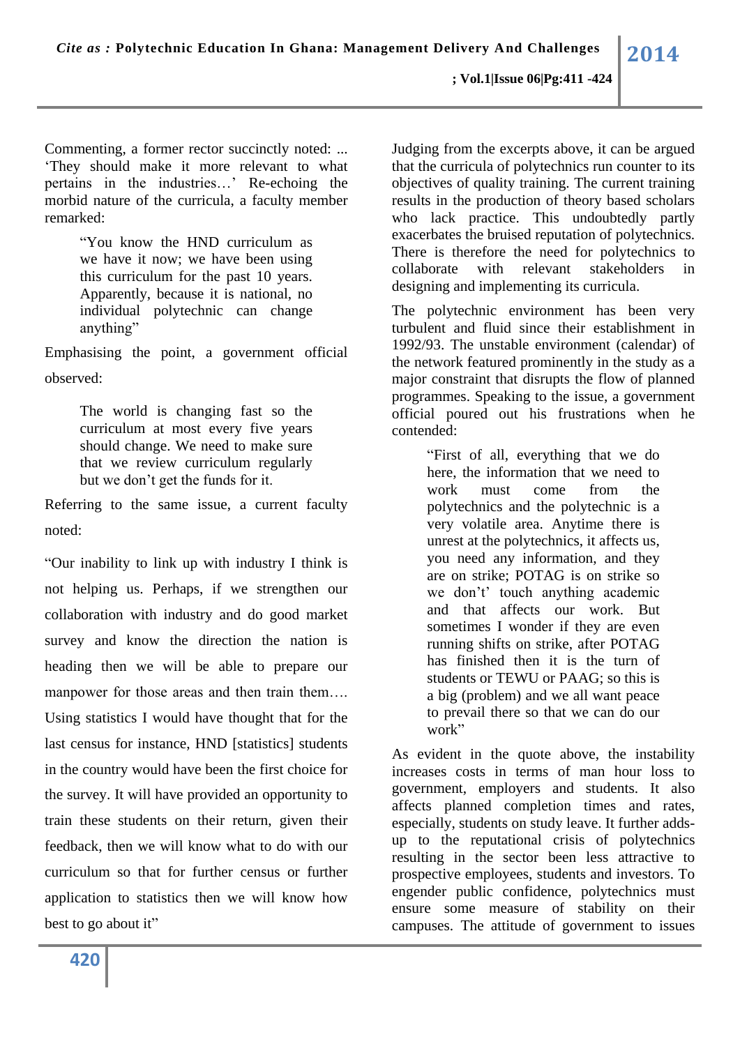Commenting, a former rector succinctly noted: ... 'They should make it more relevant to what pertains in the industries…' Re-echoing the morbid nature of the curricula, a faculty member remarked:

> "You know the HND curriculum as we have it now; we have been using this curriculum for the past 10 years. Apparently, because it is national, no individual polytechnic can change anything"

Emphasising the point, a government official observed:

> The world is changing fast so the curriculum at most every five years should change. We need to make sure that we review curriculum regularly but we don't get the funds for it.

Referring to the same issue, a current faculty noted:

"Our inability to link up with industry I think is not helping us. Perhaps, if we strengthen our collaboration with industry and do good market survey and know the direction the nation is heading then we will be able to prepare our manpower for those areas and then train them…. Using statistics I would have thought that for the last census for instance, HND [statistics] students in the country would have been the first choice for the survey. It will have provided an opportunity to train these students on their return, given their feedback, then we will know what to do with our curriculum so that for further census or further application to statistics then we will know how best to go about it"

Judging from the excerpts above, it can be argued that the curricula of polytechnics run counter to its objectives of quality training. The current training results in the production of theory based scholars who lack practice. This undoubtedly partly exacerbates the bruised reputation of polytechnics. There is therefore the need for polytechnics to collaborate with relevant stakeholders in designing and implementing its curricula.

The polytechnic environment has been very turbulent and fluid since their establishment in 1992/93. The unstable environment (calendar) of the network featured prominently in the study as a major constraint that disrupts the flow of planned programmes. Speaking to the issue, a government official poured out his frustrations when he contended:

> "First of all, everything that we do here, the information that we need to work must come from the polytechnics and the polytechnic is a very volatile area. Anytime there is unrest at the polytechnics, it affects us, you need any information, and they are on strike; POTAG is on strike so we don't' touch anything academic and that affects our work. But sometimes I wonder if they are even running shifts on strike, after POTAG has finished then it is the turn of students or TEWU or PAAG; so this is a big (problem) and we all want peace to prevail there so that we can do our work"

As evident in the quote above, the instability increases costs in terms of man hour loss to government, employers and students. It also affects planned completion times and rates, especially, students on study leave. It further adds-up to the reputational crisis of polytechnics resulting in the sector been less attractive to prospective employees, students and investors. To engender public confidence, polytechnics must ensure some measure of stability on their campuses. The attitude of government to issues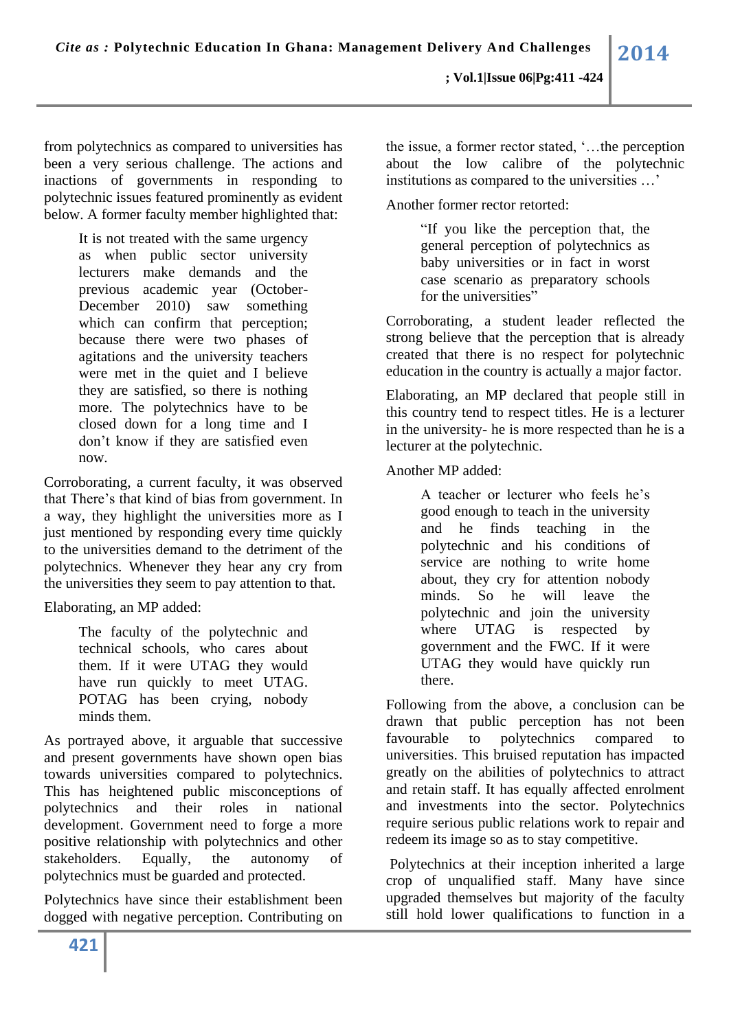from polytechnics as compared to universities has been a very serious challenge. The actions and inactions of governments in responding to polytechnic issues featured prominently as evident below. A former faculty member highlighted that:

> It is not treated with the same urgency as when public sector university lecturers make demands and the previous academic year (October-December 2010) saw something which can confirm that perception; because there were two phases of agitations and the university teachers were met in the quiet and I believe they are satisfied, so there is nothing more. The polytechnics have to be closed down for a long time and I don't know if they are satisfied even now.

Corroborating, a current faculty, it was observed that There's that kind of bias from government. In a way, they highlight the universities more as I just mentioned by responding every time quickly to the universities demand to the detriment of the polytechnics. Whenever they hear any cry from the universities they seem to pay attention to that.

Elaborating, an MP added:

> The faculty of the polytechnic and technical schools, who cares about them. If it were UTAG they would have run quickly to meet UTAG. POTAG has been crying, nobody minds them.

As portrayed above, it arguable that successive and present governments have shown open bias towards universities compared to polytechnics. This has heightened public misconceptions of polytechnics and their roles in national development. Government need to forge a more positive relationship with polytechnics and other stakeholders. Equally, the autonomy of polytechnics must be guarded and protected.

Polytechnics have since their establishment been dogged with negative perception. Contributing on the issue, a former rector stated, '…the perception about the low calibre of the polytechnic institutions as compared to the universities …'

Another former rector retorted:

> "If you like the perception that, the general perception of polytechnics as baby universities or in fact in worst case scenario as preparatory schools for the universities"

Corroborating, a student leader reflected the strong believe that the perception that is already created that there is no respect for polytechnic education in the country is actually a major factor.

Elaborating, an MP declared that people still in this country tend to respect titles. He is a lecturer in the university- he is more respected than he is a lecturer at the polytechnic.

Another MP added:

> A teacher or lecturer who feels he's good enough to teach in the university and he finds teaching in the polytechnic and his conditions of service are nothing to write home about, they cry for attention nobody minds. So he will leave the polytechnic and join the university where UTAG is respected by government and the FWC. If it were UTAG they would have quickly run there.

Following from the above, a conclusion can be drawn that public perception has not been favourable to polytechnics compared to universities. This bruised reputation has impacted greatly on the abilities of polytechnics to attract and retain staff. It has equally affected enrolment and investments into the sector. Polytechnics require serious public relations work to repair and redeem its image so as to stay competitive.

Polytechnics at their inception inherited a large crop of unqualified staff. Many have since upgraded themselves but majority of the faculty still hold lower qualifications to function in a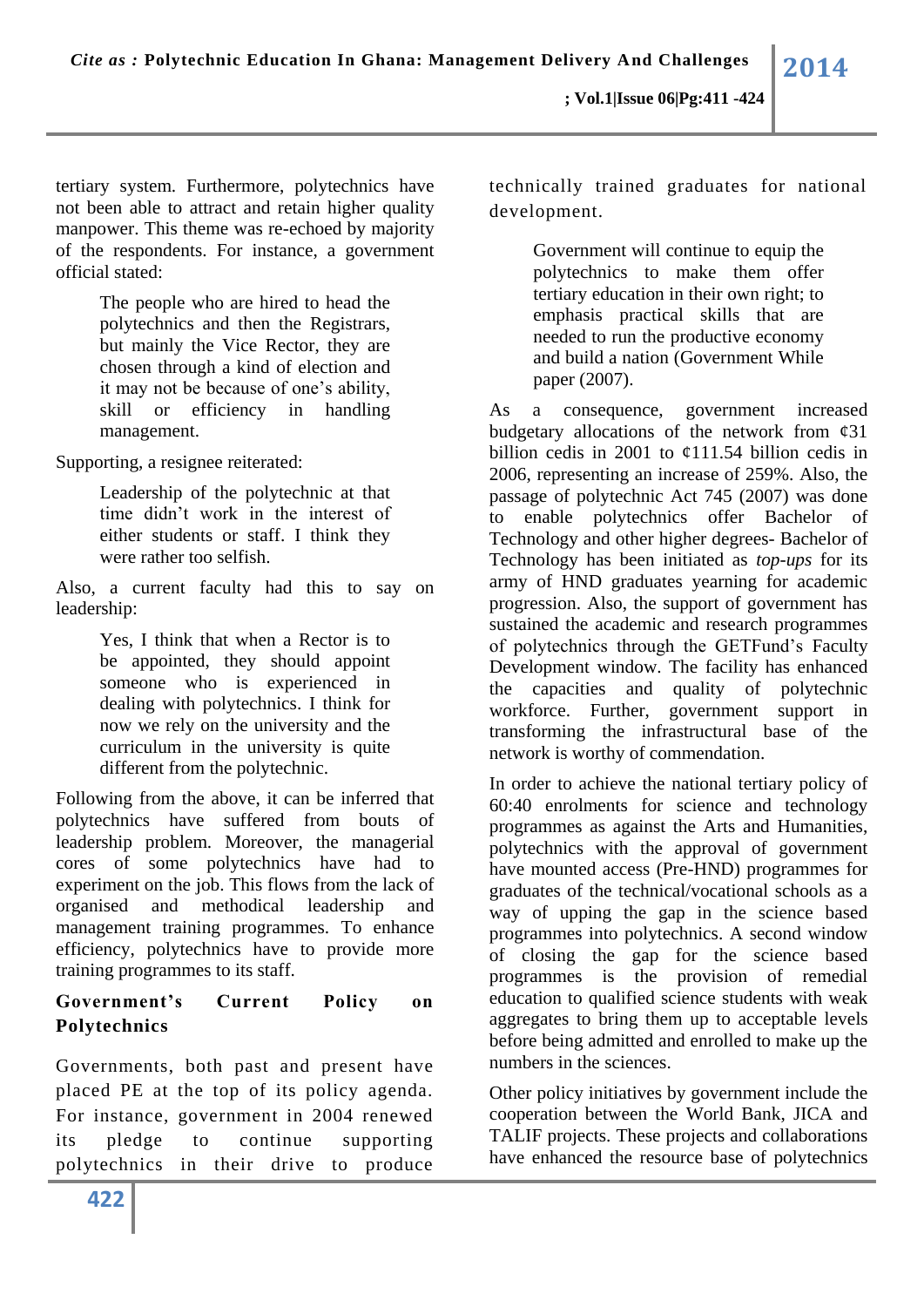tertiary system. Furthermore, polytechnics have not been able to attract and retain higher quality manpower. This theme was re-echoed by majority of the respondents. For instance, a government official stated:

> The people who are hired to head the polytechnics and then the Registrars, but mainly the Vice Rector, they are chosen through a kind of election and it may not be because of one's ability, skill or efficiency in handling management.

Supporting, a resignee reiterated:

> Leadership of the polytechnic at that time didn't work in the interest of either students or staff. I think they were rather too selfish.

Also, a current faculty had this to say on leadership:

> Yes, I think that when a Rector is to be appointed, they should appoint someone who is experienced in dealing with polytechnics. I think for now we rely on the university and the curriculum in the university is quite different from the polytechnic.

Following from the above, it can be inferred that polytechnics have suffered from bouts of leadership problem. Moreover, the managerial cores of some polytechnics have had to experiment on the job. This flows from the lack of organised and methodical leadership and management training programmes. To enhance efficiency, polytechnics have to provide more training programmes to its staff.

## Government's Current Policy on Polytechnics

Governments, both past and present have placed PE at the top of its policy agenda. For instance, government in 2004 renewed its pledge to continue supporting polytechnics in their drive to produce technically trained graduates for national development.

> Government will continue to equip the polytechnics to make them offer tertiary education in their own right; to emphasis practical skills that are needed to run the productive economy and build a nation (Government While paper (2007).

As a consequence, government increased budgetary allocations of the network from ¢31 billion cedis in 2001 to ¢111.54 billion cedis in 2006, representing an increase of 259%. Also, the passage of polytechnic Act 745 (2007) was done to enable polytechnics offer Bachelor of Technology and other higher degrees- Bachelor of Technology has been initiated as *top-ups* for its army of HND graduates yearning for academic progression. Also, the support of government has sustained the academic and research programmes of polytechnics through the GETFund's Faculty Development window. The facility has enhanced the capacities and quality of polytechnic workforce. Further, government support in transforming the infrastructural base of the network is worthy of commendation.

In order to achieve the national tertiary policy of 60:40 enrolments for science and technology programmes as against the Arts and Humanities, polytechnics with the approval of government have mounted access (Pre-HND) programmes for graduates of the technical/vocational schools as a way of upping the gap in the science based programmes into polytechnics. A second window of closing the gap for the science based programmes is the provision of remedial education to qualified science students with weak aggregates to bring them up to acceptable levels before being admitted and enrolled to make up the numbers in the sciences.

Other policy initiatives by government include the cooperation between the World Bank, JICA and TALIF projects. These projects and collaborations have enhanced the resource base of polytechnics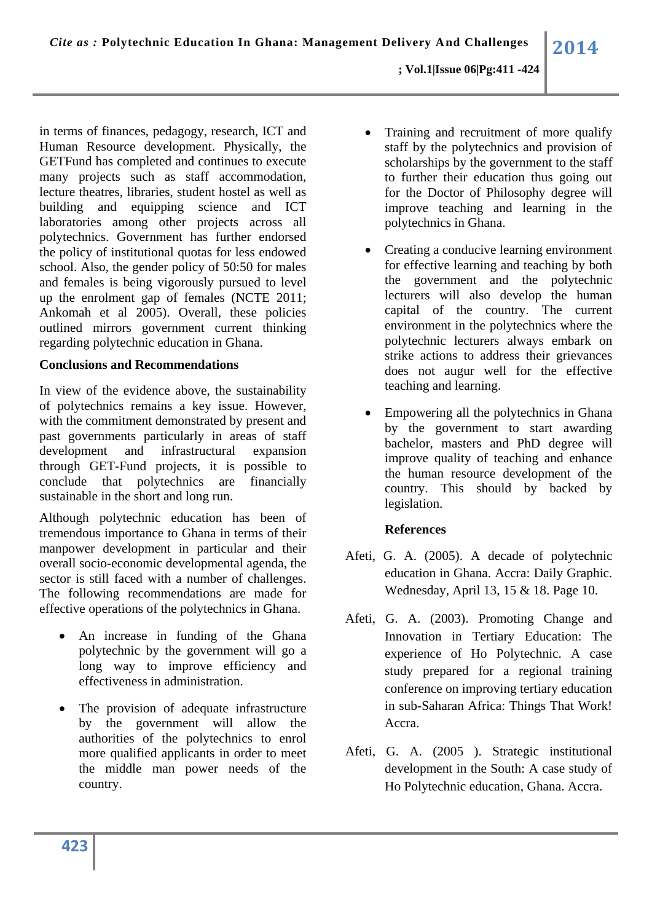in terms of finances, pedagogy, research, ICT and Human Resource development. Physically, the GETFund has completed and continues to execute many projects such as staff accommodation, lecture theatres, libraries, student hostel as well as building and equipping science and ICT laboratories among other projects across all polytechnics. Government has further endorsed the policy of institutional quotas for less endowed school. Also, the gender policy of 50:50 for males and females is being vigorously pursued to level up the enrolment gap of females (NCTE 2011; Ankomah et al 2005). Overall, these policies outlined mirrors government current thinking regarding polytechnic education in Ghana.

**Conclusions and Recommendations**

In view of the evidence above, the sustainability of polytechnics remains a key issue. However, with the commitment demonstrated by present and past governments particularly in areas of staff development and infrastructural expansion through GET-Fund projects, it is possible to conclude that polytechnics are financially sustainable in the short and long run.

Although polytechnic education has been of tremendous importance to Ghana in terms of their manpower development in particular and their overall socio-economic developmental agenda, the sector is still faced with a number of challenges. The following recommendations are made for effective operations of the polytechnics in Ghana.

- An increase in funding of the Ghana polytechnic by the government will go a long way to improve efficiency and effectiveness in administration.
- The provision of adequate infrastructure by the government will allow the authorities of the polytechnics to enrol more qualified applicants in order to meet the middle man power needs of the country.
- Training and recruitment of more qualify staff by the polytechnics and provision of scholarships by the government to the staff to further their education thus going out for the Doctor of Philosophy degree will improve teaching and learning in the polytechnics in Ghana.
- Creating a conducive learning environment for effective learning and teaching by both the government and the polytechnic lecturers will also develop the human capital of the country. The current environment in the polytechnics where the polytechnic lecturers always embark on strike actions to address their grievances does not augur well for the effective teaching and learning.
- Empowering all the polytechnics in Ghana by the government to start awarding bachelor, masters and PhD degree will improve quality of teaching and enhance the human resource development of the country. This should by backed by legislation.

**References**

Afeti, G. A. (2005). A decade of polytechnic education in Ghana. Accra: Daily Graphic. Wednesday, April 13, 15 & 18. Page 10.

Afeti, G. A. (2003). Promoting Change and Innovation in Tertiary Education: The experience of Ho Polytechnic. A case study prepared for a regional training conference on improving tertiary education in sub-Saharan Africa: Things That Work! Accra.

Afeti, G. A. (2005 ). Strategic institutional development in the South: A case study of Ho Polytechnic education, Ghana. Accra.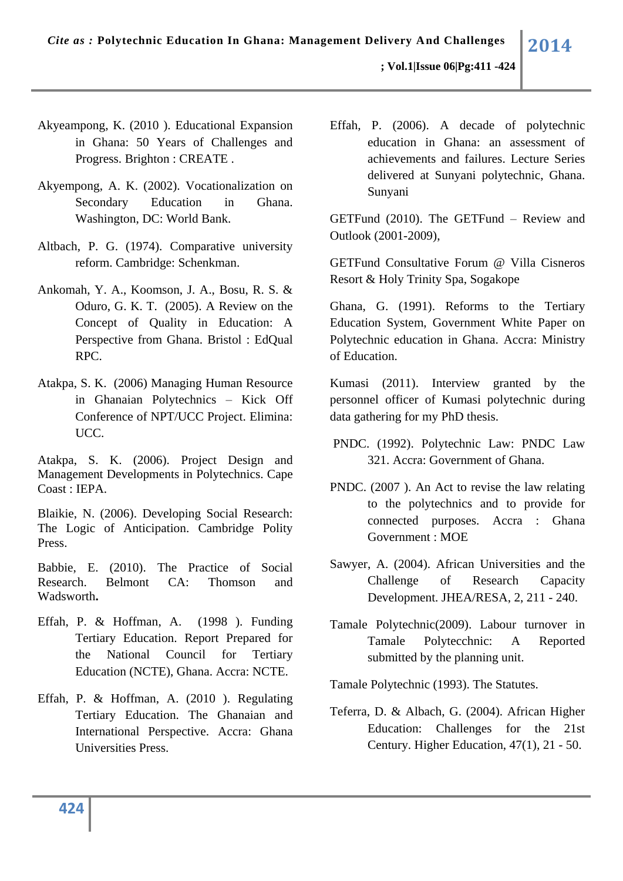Akyeampong, K. (2010 ). Educational Expansion in Ghana: 50 Years of Challenges and Progress. Brighton : CREATE .

Akyempong, A. K. (2002). Vocationalization on Secondary Education in Ghana. Washington, DC: World Bank.

Altbach, P. G. (1974). Comparative university reform. Cambridge: Schenkman.

Ankomah, Y. A., Koomson, J. A., Bosu, R. S. & Oduro, G. K. T. (2005). A Review on the Concept of Quality in Education: A Perspective from Ghana. Bristol : EdQual RPC.

Atakpa, S. K. (2006) Managing Human Resource in Ghanaian Polytechnics – Kick Off Conference of NPT/UCC Project. Elimina: UCC.

Atakpa, S. K. (2006). Project Design and Management Developments in Polytechnics. Cape Coast : IEPA.

Blaikie, N. (2006). Developing Social Research: The Logic of Anticipation. Cambridge Polity Press.

Babbie, E. (2010). The Practice of Social Research. Belmont CA: Thomson and Wadsworth**.**

Effah, P. & Hoffman, A. (1998 ). Funding Tertiary Education. Report Prepared for the National Council for Tertiary Education (NCTE), Ghana. Accra: NCTE.

Effah, P. & Hoffman, A. (2010 ). Regulating Tertiary Education. The Ghanaian and International Perspective. Accra: Ghana Universities Press.

Effah, P. (2006). A decade of polytechnic education in Ghana: an assessment of achievements and failures. Lecture Series delivered at Sunyani polytechnic, Ghana. Sunyani

GETFund (2010). The GETFund – Review and Outlook (2001-2009),

GETFund Consultative Forum @ Villa Cisneros Resort & Holy Trinity Spa, Sogakope

Ghana, G. (1991). Reforms to the Tertiary Education System, Government White Paper on Polytechnic education in Ghana. Accra: Ministry of Education.

Kumasi (2011). Interview granted by the personnel officer of Kumasi polytechnic during data gathering for my PhD thesis.

PNDC. (1992). Polytechnic Law: PNDC Law 321. Accra: Government of Ghana.

PNDC. (2007 ). An Act to revise the law relating to the polytechnics and to provide for connected purposes. Accra : Ghana Government : MOE

Sawyer, A. (2004). African Universities and the Challenge of Research Capacity Development. JHEA/RESA, 2, 211 - 240.

Tamale Polytechnic(2009). Labour turnover in Tamale Polytecchnic: A Reported submitted by the planning unit.

Tamale Polytechnic (1993). The Statutes.

Teferra, D. & Albach, G. (2004). African Higher Education: Challenges for the 21st Century. Higher Education, 47(1), 21 - 50.